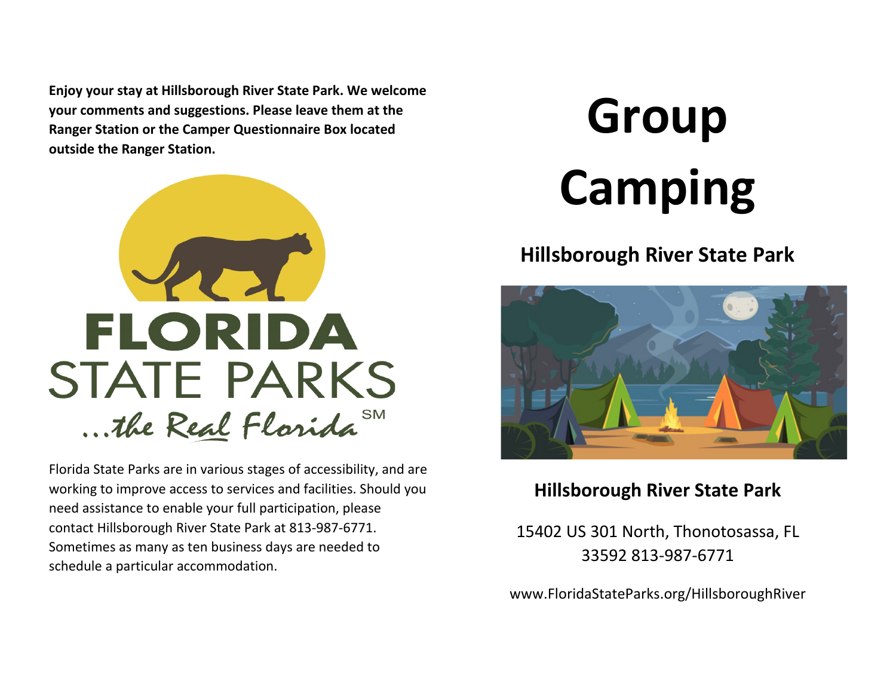**Enjoy your stay at Hillsborough River State Park. We welcome your comments and suggestions. Please leave them at the Ranger Station or the Camper Questionnaire Box located outside the Ranger Station.**

FLORIDA STATE PARKS

...the Real Florida[SM]

Florida State Parks are in various stages of accessibility, and are working to improve access to services and facilities. Should you need assistance to enable your full participation, please contact Hillsborough River State Park at 813-987-6771. Sometimes as many as ten business days are needed to schedule a particular accommodation.

# Group Camping

## Hillsborough River State Park

**Hillsborough River State Park**

15402 US 301 North, Thonotosassa, FL 33592 813-987-6771

www.FloridaStateParks.org/HillsboroughRiver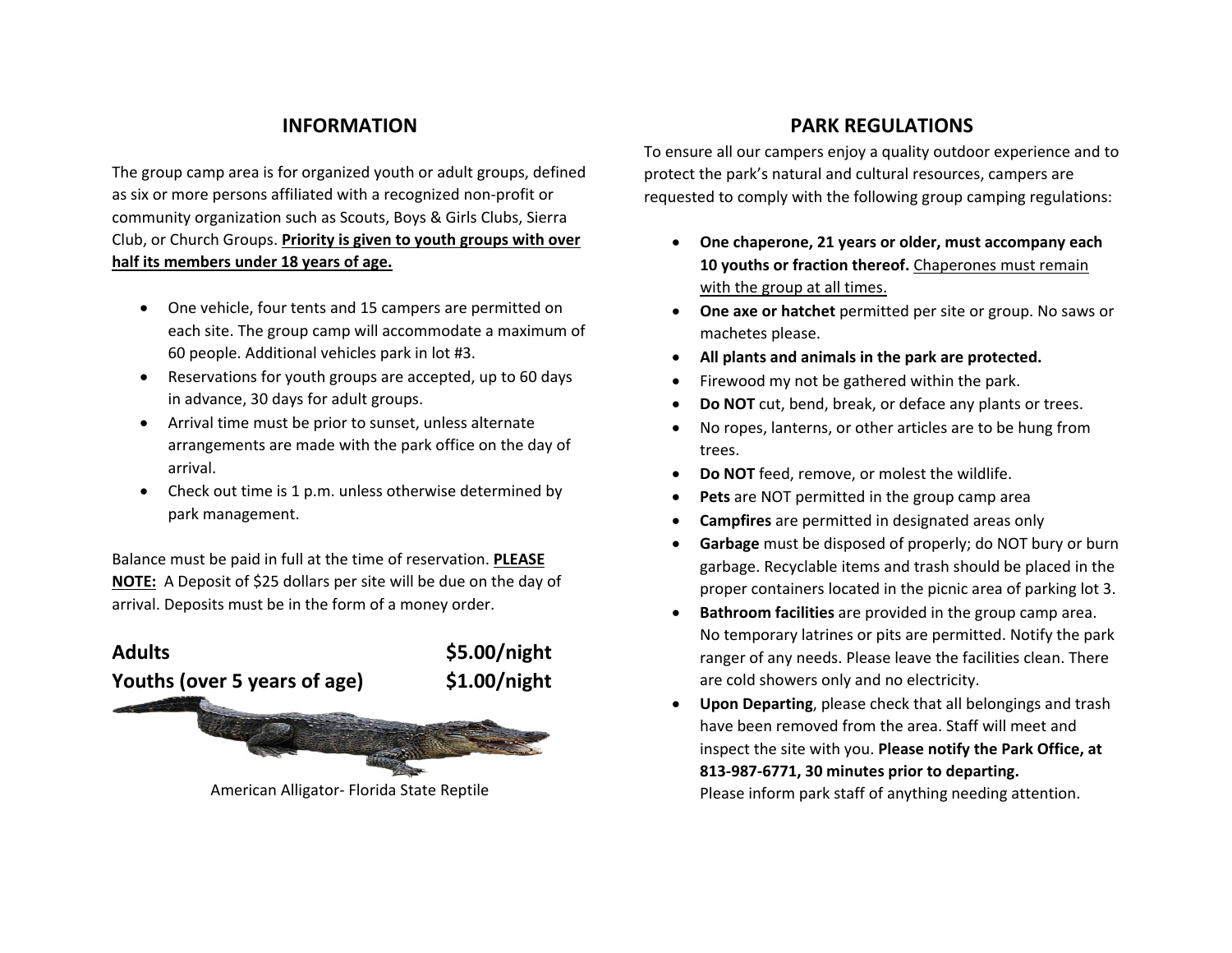## INFORMATION

The group camp area is for organized youth or adult groups, defined as six or more persons affiliated with a recognized non-profit or community organization such as Scouts, Boys & Girls Clubs, Sierra Club, or Church Groups. **Priority is given to youth groups with over half its members under 18 years of age.**

- One vehicle, four tents and 15 campers are permitted on each site. The group camp will accommodate a maximum of 60 people. Additional vehicles park in lot #3.
- Reservations for youth groups are accepted, up to 60 days in advance, 30 days for adult groups.
- Arrival time must be prior to sunset, unless alternate arrangements are made with the park office on the day of arrival.
- Check out time is 1 p.m. unless otherwise determined by park management.

Balance must be paid in full at the time of reservation. **PLEASE NOTE:** A Deposit of $25 dollars per site will be due on the day of arrival. Deposits must be in the form of a money order.

| | |
|---|---|
| **Adults** | **$5.00/night** |
| **Youths (over 5 years of age)** | **$1.00/night** |

American Alligator- Florida State Reptile

## PARK REGULATIONS

To ensure all our campers enjoy a quality outdoor experience and to protect the park's natural and cultural resources, campers are requested to comply with the following group camping regulations:

- **One chaperone, 21 years or older, must accompany each 10 youths or fraction thereof.** Chaperones must remain with the group at all times.
- **One axe or hatchet** permitted per site or group. No saws or machetes please.
- **All plants and animals in the park are protected.**
- Firewood my not be gathered within the park.
- **Do NOT** cut, bend, break, or deface any plants or trees.
- No ropes, lanterns, or other articles are to be hung from trees.
- **Do NOT** feed, remove, or molest the wildlife.
- **Pets** are NOT permitted in the group camp area
- **Campfires** are permitted in designated areas only
- **Garbage** must be disposed of properly; do NOT bury or burn garbage. Recyclable items and trash should be placed in the proper containers located in the picnic area of parking lot 3.
- **Bathroom facilities** are provided in the group camp area. No temporary latrines or pits are permitted. Notify the park ranger of any needs. Please leave the facilities clean. There are cold showers only and no electricity.
- **Upon Departing**, please check that all belongings and trash have been removed from the area. Staff will meet and inspect the site with you. **Please notify the Park Office, at 813-987-6771, 30 minutes prior to departing.** Please inform park staff of anything needing attention.